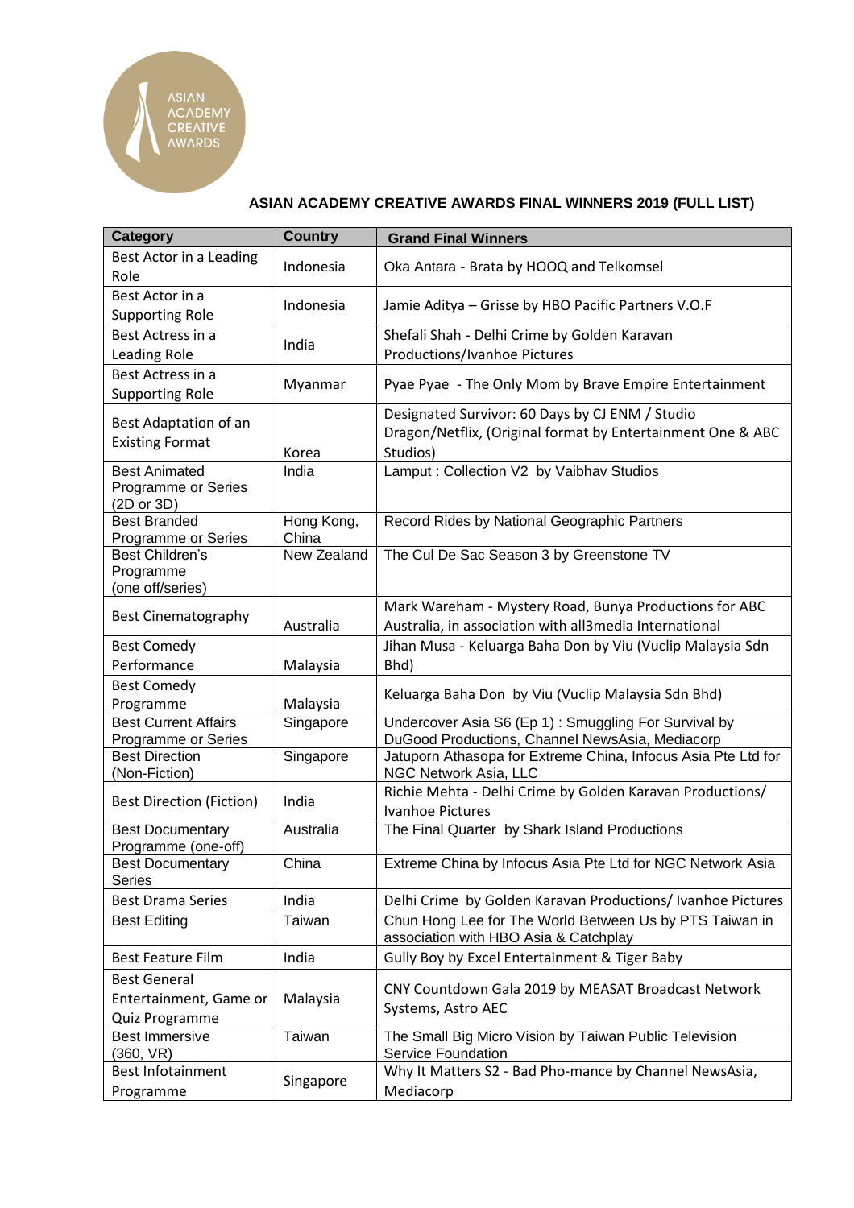ASIAN ACADEMY CREATIVE AWARDS

## ASIAN ACADEMY CREATIVE AWARDS FINAL WINNERS 2019 (FULL LIST)

| Category | Country | Grand Final Winners |
|---|---|---|
| Best Actor in a Leading Role | Indonesia | Oka Antara - Brata by HOOQ and Telkomsel |
| Best Actor in a Supporting Role | Indonesia | Jamie Aditya – Grisse by HBO Pacific Partners V.O.F |
| Best Actress in a Leading Role | India | Shefali Shah - Delhi Crime by Golden Karavan Productions/Ivanhoe Pictures |
| Best Actress in a Supporting Role | Myanmar | Pyae Pyae - The Only Mom by Brave Empire Entertainment |
| Best Adaptation of an Existing Format | Korea | Designated Survivor: 60 Days by CJ ENM / Studio Dragon/Netflix, (Original format by Entertainment One & ABC Studios) |
| Best Animated Programme or Series (2D or 3D) | India | Lamput : Collection V2 by Vaibhav Studios |
| Best Branded Programme or Series | Hong Kong, China | Record Rides by National Geographic Partners |
| Best Children's Programme (one off/series) | New Zealand | The Cul De Sac Season 3 by Greenstone TV |
| Best Cinematography | Australia | Mark Wareham - Mystery Road, Bunya Productions for ABC Australia, in association with all3media International |
| Best Comedy Performance | Malaysia | Jihan Musa - Keluarga Baha Don by Viu (Vuclip Malaysia Sdn Bhd) |
| Best Comedy Programme | Malaysia | Keluarga Baha Don by Viu (Vuclip Malaysia Sdn Bhd) |
| Best Current Affairs Programme or Series | Singapore | Undercover Asia S6 (Ep 1) : Smuggling For Survival by DuGood Productions, Channel NewsAsia, Mediacorp |
| Best Direction (Non-Fiction) | Singapore | Jatuporn Athasopa for Extreme China, Infocus Asia Pte Ltd for NGC Network Asia, LLC |
| Best Direction (Fiction) | India | Richie Mehta - Delhi Crime by Golden Karavan Productions/ Ivanhoe Pictures |
| Best Documentary Programme (one-off) | Australia | The Final Quarter by Shark Island Productions |
| Best Documentary Series | China | Extreme China by Infocus Asia Pte Ltd for NGC Network Asia |
| Best Drama Series | India | Delhi Crime by Golden Karavan Productions/ Ivanhoe Pictures |
| Best Editing | Taiwan | Chun Hong Lee for The World Between Us by PTS Taiwan in association with HBO Asia & Catchplay |
| Best Feature Film | India | Gully Boy by Excel Entertainment & Tiger Baby |
| Best General Entertainment, Game or Quiz Programme | Malaysia | CNY Countdown Gala 2019 by MEASAT Broadcast Network Systems, Astro AEC |
| Best Immersive (360, VR) | Taiwan | The Small Big Micro Vision by Taiwan Public Television Service Foundation |
| Best Infotainment Programme | Singapore | Why It Matters S2 - Bad Pho-mance by Channel NewsAsia, Mediacorp |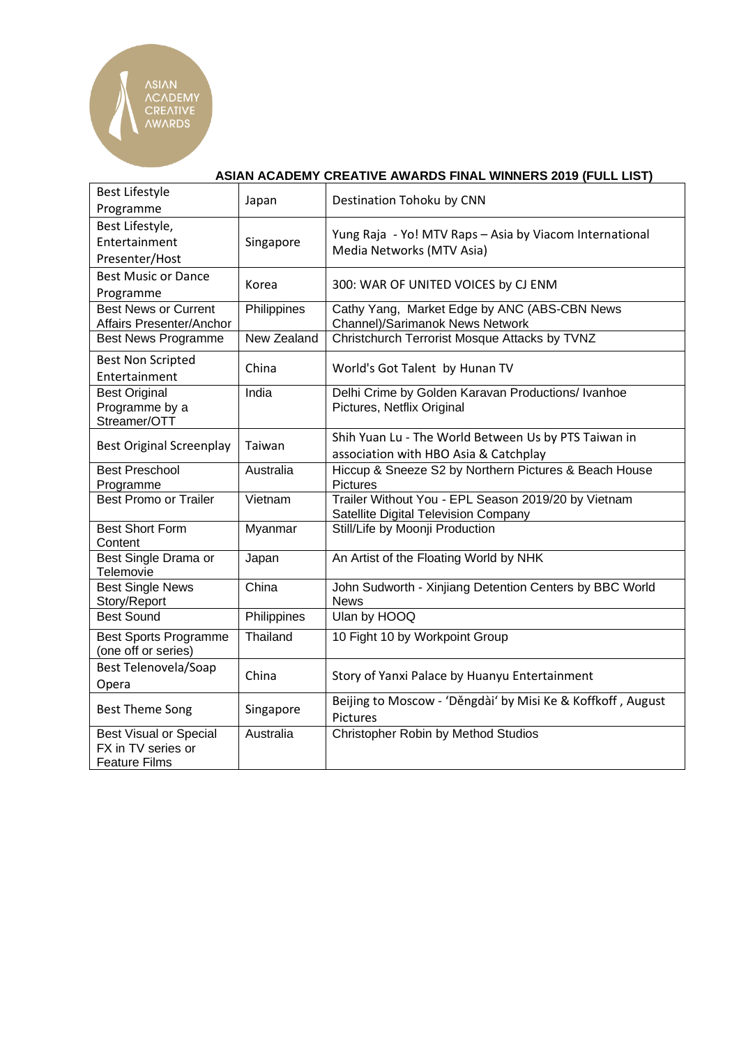**ASIAN ACADEMY CREATIVE AWARDS FINAL WINNERS 2019 (FULL LIST)**

| | | |
|---|---|---|
| Best Lifestyle Programme | Japan | Destination Tohoku by CNN |
| Best Lifestyle, Entertainment Presenter/Host | Singapore | Yung Raja - Yo! MTV Raps – Asia by Viacom International Media Networks (MTV Asia) |
| Best Music or Dance Programme | Korea | 300: WAR OF UNITED VOICES by CJ ENM |
| Best News or Current Affairs Presenter/Anchor | Philippines | Cathy Yang, Market Edge by ANC (ABS-CBN News Channel)/Sarimanok News Network |
| Best News Programme | New Zealand | Christchurch Terrorist Mosque Attacks by TVNZ |
| Best Non Scripted Entertainment | China | World's Got Talent by Hunan TV |
| Best Original Programme by a Streamer/OTT | India | Delhi Crime by Golden Karavan Productions/ Ivanhoe Pictures, Netflix Original |
| Best Original Screenplay | Taiwan | Shih Yuan Lu - The World Between Us by PTS Taiwan in association with HBO Asia & Catchplay |
| Best Preschool Programme | Australia | Hiccup & Sneeze S2 by Northern Pictures & Beach House Pictures |
| Best Promo or Trailer | Vietnam | Trailer Without You - EPL Season 2019/20 by Vietnam Satellite Digital Television Company |
| Best Short Form Content | Myanmar | Still/Life by Moonji Production |
| Best Single Drama or Telemovie | Japan | An Artist of the Floating World by NHK |
| Best Single News Story/Report | China | John Sudworth - Xinjiang Detention Centers by BBC World News |
| Best Sound | Philippines | Ulan by HOOQ |
| Best Sports Programme (one off or series) | Thailand | 10 Fight 10 by Workpoint Group |
| Best Telenovela/Soap Opera | China | Story of Yanxi Palace by Huanyu Entertainment |
| Best Theme Song | Singapore | Beijing to Moscow - 'Děngdài' by Misi Ke & Koffkoff , August Pictures |
| Best Visual or Special FX in TV series or Feature Films | Australia | Christopher Robin by Method Studios |